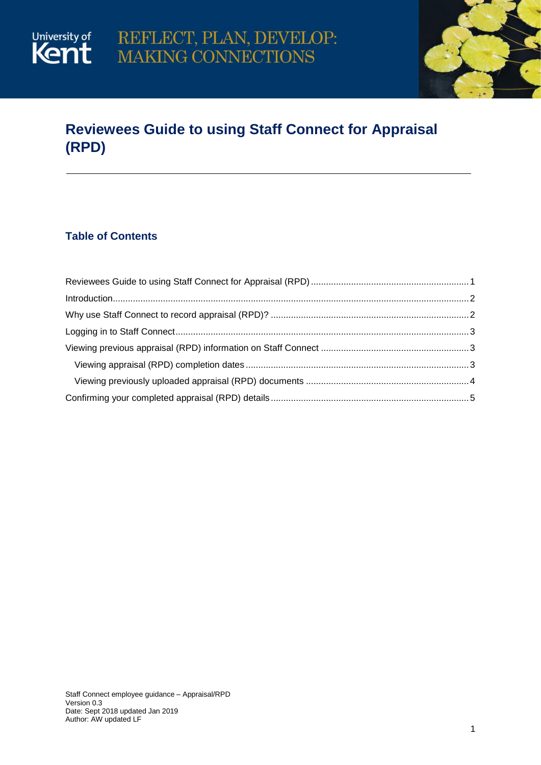University of Kent

REFLECT, PLAN, DEVELOP: MAKING CONNECTIONS

# Reviewees Guide to using Staff Connect for Appraisal (RPD)

## Table of Contents

- Reviewees Guide to using Staff Connect for Appraisal (RPD) .......... 1
- Introduction .......... 2
- Why use Staff Connect to record appraisal (RPD)? .......... 2
- Logging in to Staff Connect .......... 3
- Viewing previous appraisal (RPD) information on Staff Connect .......... 3
  - Viewing appraisal (RPD) completion dates .......... 3
  - Viewing previously uploaded appraisal (RPD) documents .......... 4
- Confirming your completed appraisal (RPD) details .......... 5

Staff Connect employee guidance – Appraisal/RPD
Version 0.3
Date: Sept 2018 updated Jan 2019
Author: AW updated LF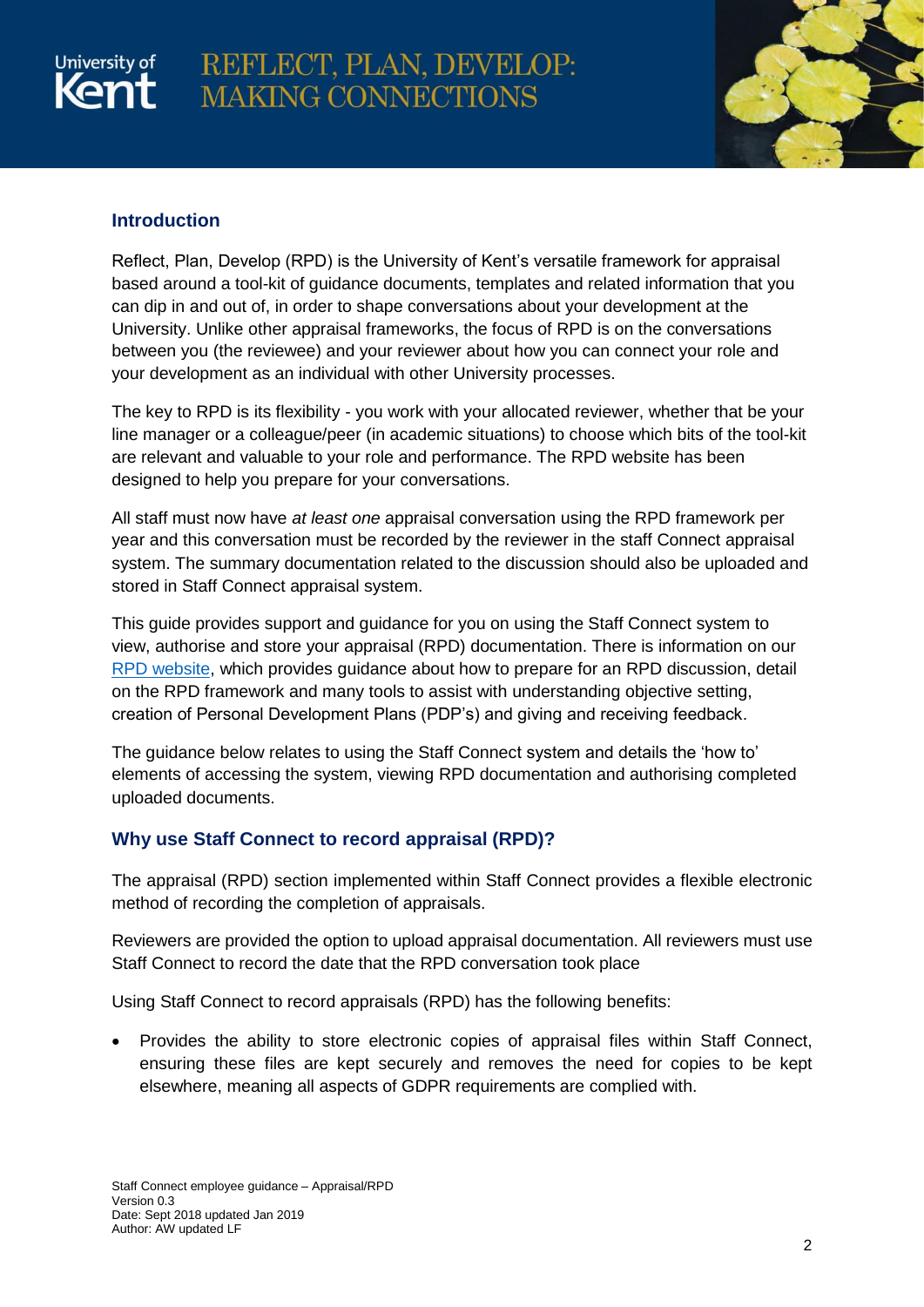## Introduction

Reflect, Plan, Develop (RPD) is the University of Kent's versatile framework for appraisal based around a tool-kit of guidance documents, templates and related information that you can dip in and out of, in order to shape conversations about your development at the University. Unlike other appraisal frameworks, the focus of RPD is on the conversations between you (the reviewee) and your reviewer about how you can connect your role and your development as an individual with other University processes.

The key to RPD is its flexibility - you work with your allocated reviewer, whether that be your line manager or a colleague/peer (in academic situations) to choose which bits of the tool-kit are relevant and valuable to your role and performance. The RPD website has been designed to help you prepare for your conversations.

All staff must now have *at least one* appraisal conversation using the RPD framework per year and this conversation must be recorded by the reviewer in the staff Connect appraisal system. The summary documentation related to the discussion should also be uploaded and stored in Staff Connect appraisal system.

This guide provides support and guidance for you on using the Staff Connect system to view, authorise and store your appraisal (RPD) documentation. There is information on our RPD website, which provides guidance about how to prepare for an RPD discussion, detail on the RPD framework and many tools to assist with understanding objective setting, creation of Personal Development Plans (PDP's) and giving and receiving feedback.

The guidance below relates to using the Staff Connect system and details the 'how to' elements of accessing the system, viewing RPD documentation and authorising completed uploaded documents.

## Why use Staff Connect to record appraisal (RPD)?

The appraisal (RPD) section implemented within Staff Connect provides a flexible electronic method of recording the completion of appraisals.

Reviewers are provided the option to upload appraisal documentation. All reviewers must use Staff Connect to record the date that the RPD conversation took place

Using Staff Connect to record appraisals (RPD) has the following benefits:

- Provides the ability to store electronic copies of appraisal files within Staff Connect, ensuring these files are kept securely and removes the need for copies to be kept elsewhere, meaning all aspects of GDPR requirements are complied with.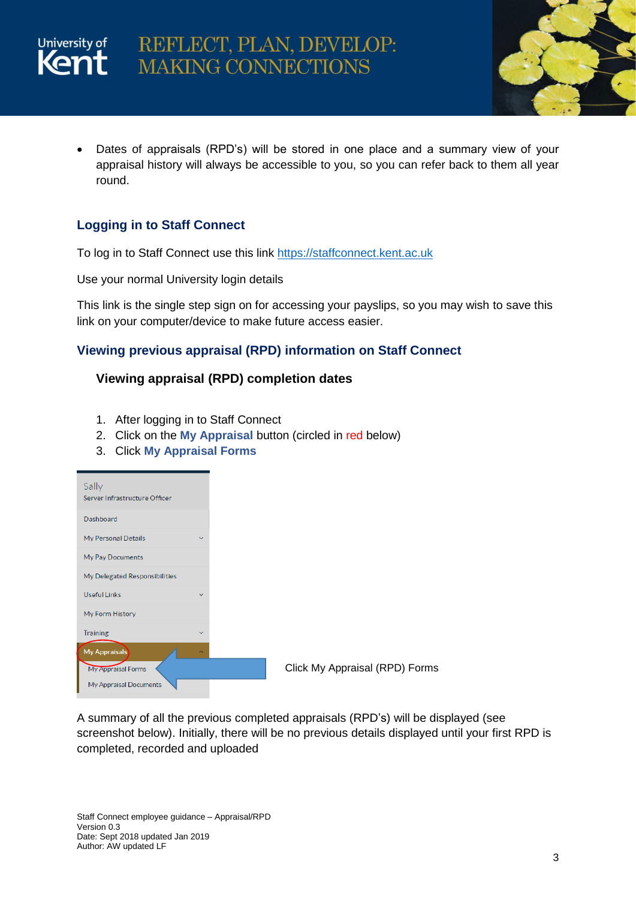- Dates of appraisals (RPD's) will be stored in one place and a summary view of your appraisal history will always be accessible to you, so you can refer back to them all year round.

## Logging in to Staff Connect

To log in to Staff Connect use this link https://staffconnect.kent.ac.uk

Use your normal University login details

This link is the single step sign on for accessing your payslips, so you may wish to save this link on your computer/device to make future access easier.

## Viewing previous appraisal (RPD) information on Staff Connect

### Viewing appraisal (RPD) completion dates

1. After logging in to Staff Connect
2. Click on the **My Appraisal** button (circled in red below)
3. Click **My Appraisal Forms**

Sally
Server Infrastructure Officer
Dashboard
My Personal Details
My Pay Documents
My Delegated Responsibilities
Useful Links
My Form History
Training
My Appraisals
My Appraisal Forms
My Appraisal Documents

Click My Appraisal (RPD) Forms

A summary of all the previous completed appraisals (RPD's) will be displayed (see screenshot below). Initially, there will be no previous details displayed until your first RPD is completed, recorded and uploaded

Staff Connect employee guidance – Appraisal/RPD
Version 0.3
Date: Sept 2018 updated Jan 2019
Author: AW updated LF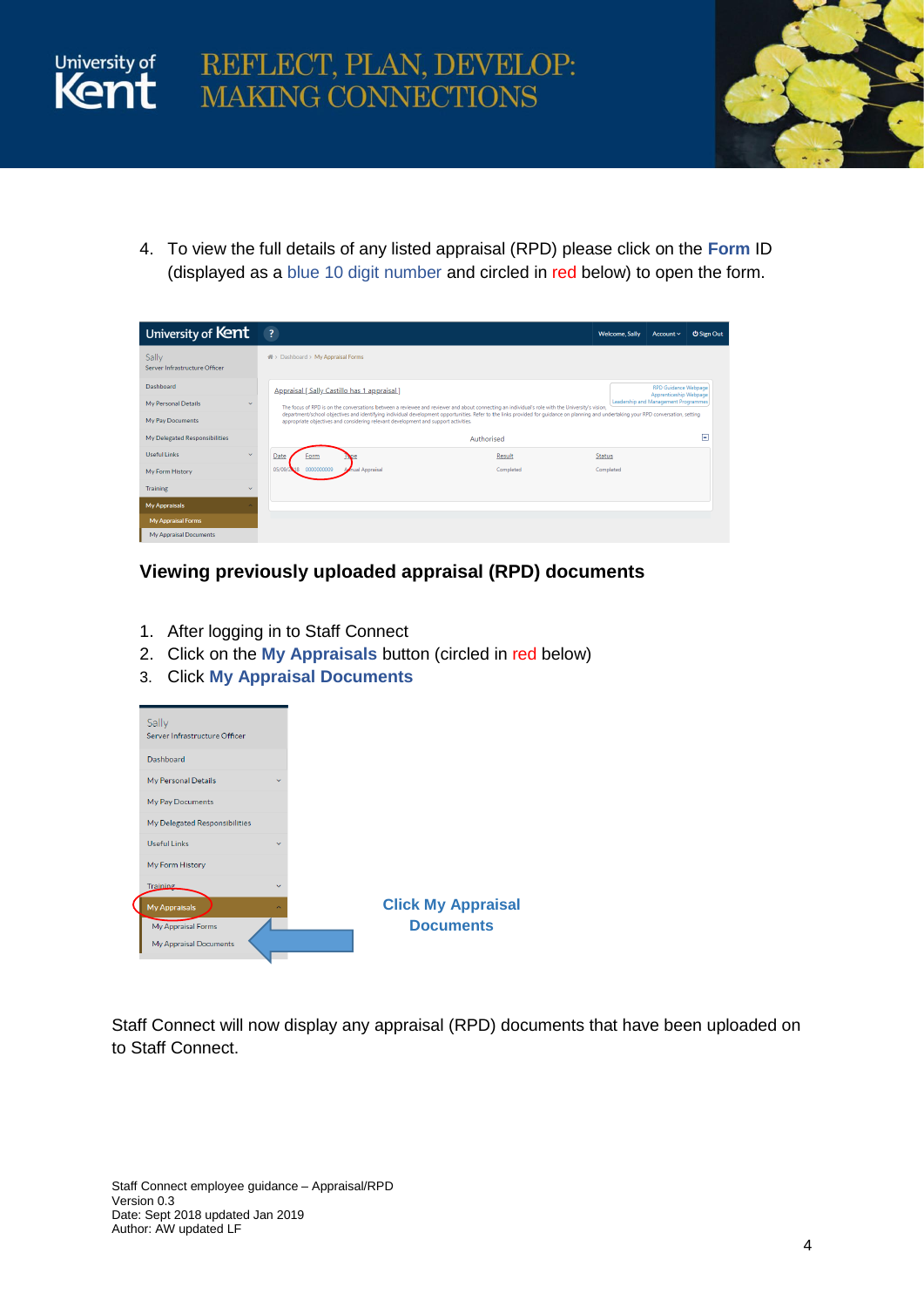4. To view the full details of any listed appraisal (RPD) please click on the **Form** ID (displayed as a blue 10 digit number and circled in red below) to open the form.

## Viewing previously uploaded appraisal (RPD) documents

1. After logging in to Staff Connect
2. Click on the **My Appraisals** button (circled in red below)
3. Click **My Appraisal Documents**

**Click My Appraisal Documents**

Staff Connect will now display any appraisal (RPD) documents that have been uploaded on to Staff Connect.

Staff Connect employee guidance – Appraisal/RPD
Version 0.3
Date: Sept 2018 updated Jan 2019
Author: AW updated LF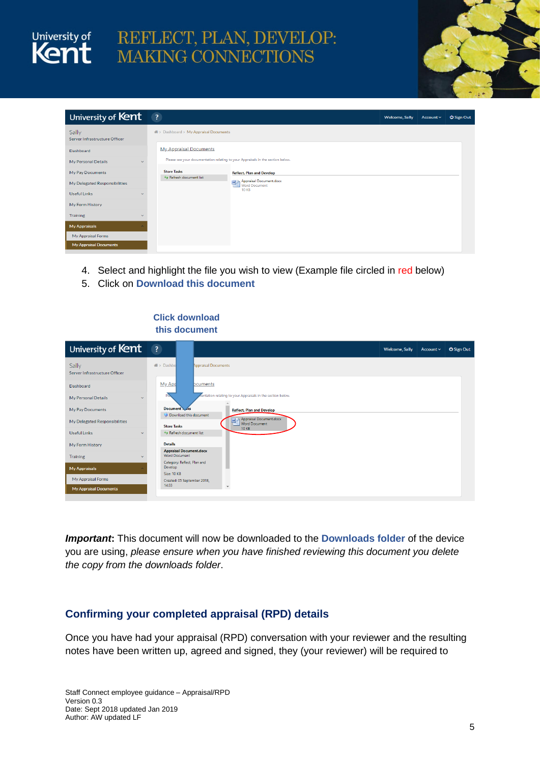4. Select and highlight the file you wish to view (Example file circled in red below)
5. Click on **Download this document**

**Click download this document**

***Important*:** This document will now be downloaded to the **Downloads folder** of the device you are using, *please ensure when you have finished reviewing this document you delete the copy from the downloads folder*.

## Confirming your completed appraisal (RPD) details

Once you have had your appraisal (RPD) conversation with your reviewer and the resulting notes have been written up, agreed and signed, they (your reviewer) will be required to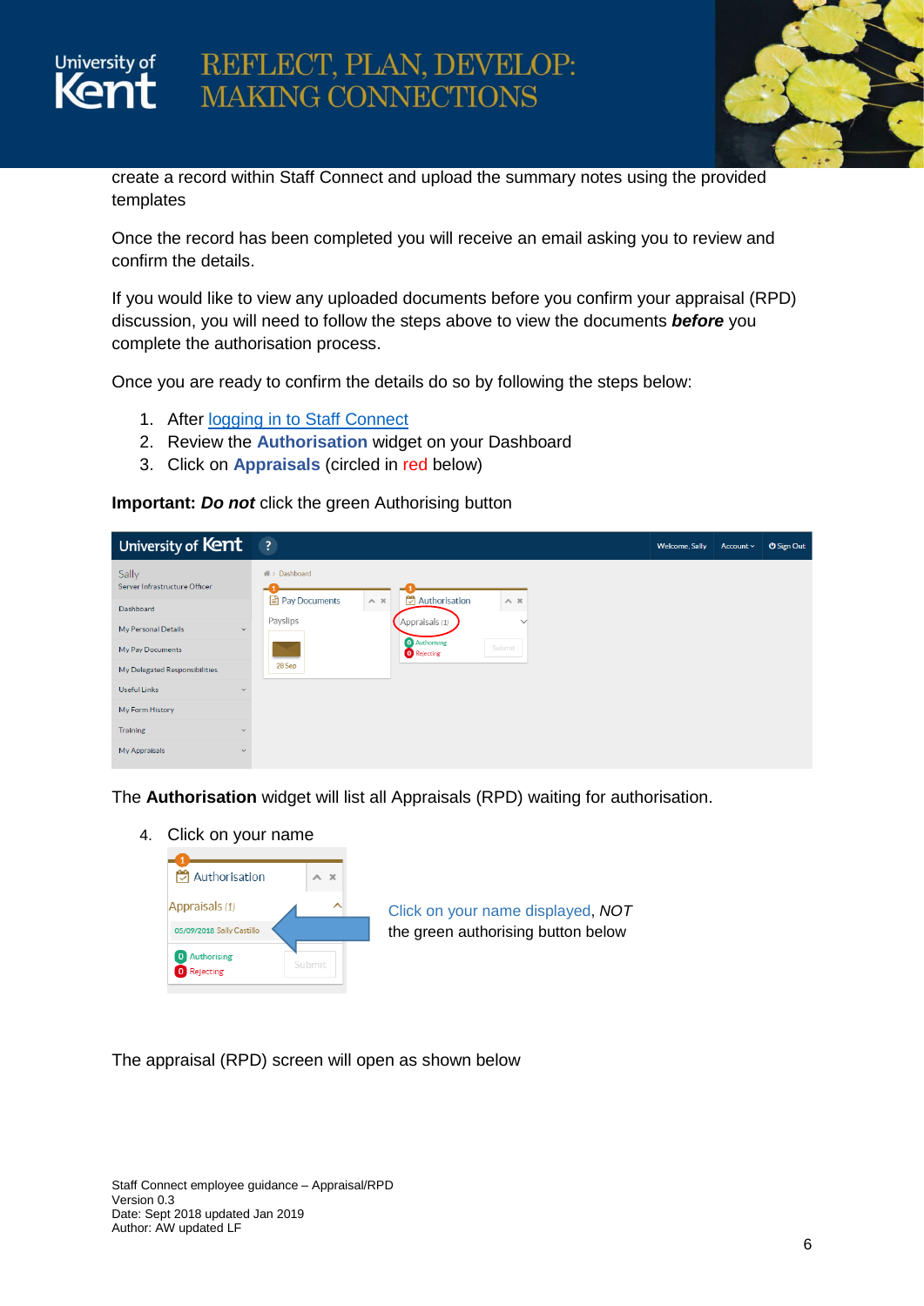create a record within Staff Connect and upload the summary notes using the provided templates

Once the record has been completed you will receive an email asking you to review and confirm the details.

If you would like to view any uploaded documents before you confirm your appraisal (RPD) discussion, you will need to follow the steps above to view the documents ***before*** you complete the authorisation process.

Once you are ready to confirm the details do so by following the steps below:

1. After logging in to Staff Connect
2. Review the **Authorisation** widget on your Dashboard
3. Click on **Appraisals** (circled in red below)

**Important: *Do not*** click the green Authorising button

The **Authorisation** widget will list all Appraisals (RPD) waiting for authorisation.

4. Click on your name

Click on your name displayed, *NOT* the green authorising button below

The appraisal (RPD) screen will open as shown below

Staff Connect employee guidance – Appraisal/RPD
Version 0.3
Date: Sept 2018 updated Jan 2019
Author: AW updated LF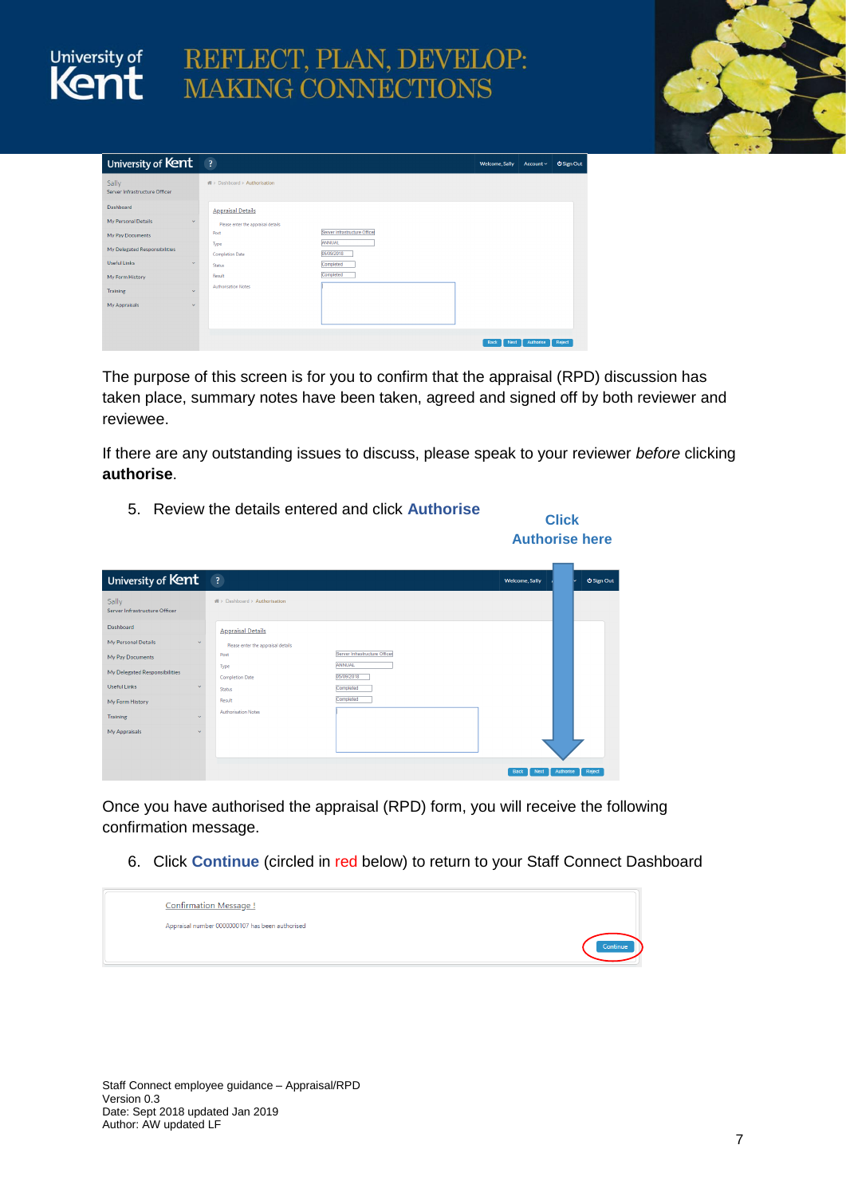# REFLECT, PLAN, DEVELOP: MAKING CONNECTIONS

The purpose of this screen is for you to confirm that the appraisal (RPD) discussion has taken place, summary notes have been taken, agreed and signed off by both reviewer and reviewee.

If there are any outstanding issues to discuss, please speak to your reviewer *before* clicking **authorise**.

5. Review the details entered and click **Authorise**

**Click Authorise here**

Once you have authorised the appraisal (RPD) form, you will receive the following confirmation message.

6. Click **Continue** (circled in red below) to return to your Staff Connect Dashboard

Staff Connect employee guidance – Appraisal/RPD
Version 0.3
Date: Sept 2018 updated Jan 2019
Author: AW updated LF